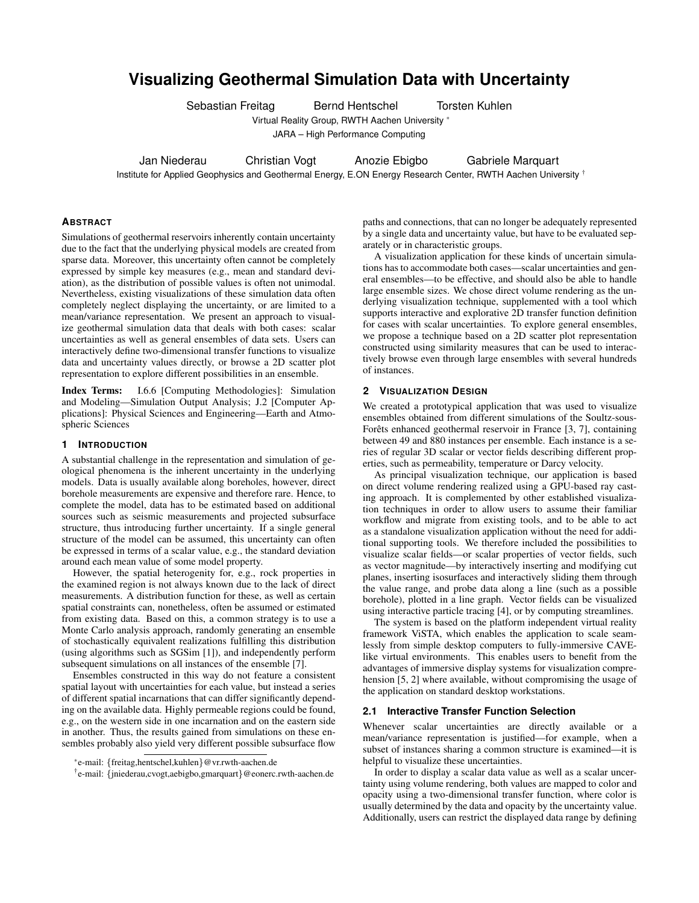# Visualizing Geothermal Simulation Data with Uncertainty

Sebastian Freitag  Bernd Hentschel  Torsten Kuhlen

Virtual Reality Group, RWTH Aachen University *

JARA – High Performance Computing

Jan Niederau  Christian Vogt  Anozie Ebigbo  Gabriele Marquart

Institute for Applied Geophysics and Geothermal Energy, E.ON Energy Research Center, RWTH Aachen University †

## Abstract

Simulations of geothermal reservoirs inherently contain uncertainty due to the fact that the underlying physical models are created from sparse data. Moreover, this uncertainty often cannot be completely expressed by simple key measures (e.g., mean and standard deviation), as the distribution of possible values is often not unimodal. Nevertheless, existing visualizations of these simulation data often completely neglect displaying the uncertainty, or are limited to a mean/variance representation. We present an approach to visualize geothermal simulation data that deals with both cases: scalar uncertainties as well as general ensembles of data sets. Users can interactively define two-dimensional transfer functions to visualize data and uncertainty values directly, or browse a 2D scatter plot representation to explore different possibilities in an ensemble.

**Index Terms:** I.6.6 [Computing Methodologies]: Simulation and Modeling—Simulation Output Analysis; J.2 [Computer Applications]: Physical Sciences and Engineering—Earth and Atmospheric Sciences

## 1 Introduction

A substantial challenge in the representation and simulation of geological phenomena is the inherent uncertainty in the underlying models. Data is usually available along boreholes, however, direct borehole measurements are expensive and therefore rare. Hence, to complete the model, data has to be estimated based on additional sources such as seismic measurements and projected subsurface structure, thus introducing further uncertainty. If a single general structure of the model can be assumed, this uncertainty can often be expressed in terms of a scalar value, e.g., the standard deviation around each mean value of some model property.

However, the spatial heterogenity for, e.g., rock properties in the examined region is not always known due to the lack of direct measurements. A distribution function for these, as well as certain spatial constraints can, nonetheless, often be assumed or estimated from existing data. Based on this, a common strategy is to use a Monte Carlo analysis approach, randomly generating an ensemble of stochastically equivalent realizations fulfilling this distribution (using algorithms such as SGSim [1]), and independently perform subsequent simulations on all instances of the ensemble [7].

Ensembles constructed in this way do not feature a consistent spatial layout with uncertainties for each value, but instead a series of different spatial incarnations that can differ significantly depending on the available data. Highly permeable regions could be found, e.g., on the western side in one incarnation and on the eastern side in another. Thus, the results gained from simulations on these ensembles probably also yield very different possible subsurface flow paths and connections, that can no longer be adequately represented by a single data and uncertainty value, but have to be evaluated separately or in characteristic groups.

A visualization application for these kinds of uncertain simulations has to accommodate both cases—scalar uncertainties and general ensembles—to be effective, and should also be able to handle large ensemble sizes. We chose direct volume rendering as the underlying visualization technique, supplemented with a tool which supports interactive and explorative 2D transfer function definition for cases with scalar uncertainties. To explore general ensembles, we propose a technique based on a 2D scatter plot representation constructed using similarity measures that can be used to interactively browse even through large ensembles with several hundreds of instances.

*e-mail: {freitag,hentschel,kuhlen}@vr.rwth-aachen.de

†e-mail: {jniederau,cvogt,aebigbo,gmarquart}@eonerc.rwth-aachen.de

## 2 Visualization Design

We created a prototypical application that was used to visualize ensembles obtained from different simulations of the Soultz-sous-Forêts enhanced geothermal reservoir in France [3, 7], containing between 49 and 880 instances per ensemble. Each instance is a series of regular 3D scalar or vector fields describing different properties, such as permeability, temperature or Darcy velocity.

As principal visualization technique, our application is based on direct volume rendering realized using a GPU-based ray casting approach. It is complemented by other established visualization techniques in order to allow users to assume their familiar workflow and migrate from existing tools, and to be able to act as a standalone visualization application without the need for additional supporting tools. We therefore included the possibilities to visualize scalar fields—or scalar properties of vector fields, such as vector magnitude—by interactively inserting and modifying cut planes, inserting isosurfaces and interactively sliding them through the value range, and probe data along a line (such as a possible borehole), plotted in a line graph. Vector fields can be visualized using interactive particle tracing [4], or by computing streamlines.

The system is based on the platform independent virtual reality framework ViSTA, which enables the application to scale seamlessly from simple desktop computers to fully-immersive CAVE-like virtual environments. This enables users to benefit from the advantages of immersive display systems for visualization comprehension [5, 2] where available, without compromising the usage of the application on standard desktop workstations.

### 2.1 Interactive Transfer Function Selection

Whenever scalar uncertainties are directly available or a mean/variance representation is justified—for example, when a subset of instances sharing a common structure is examined—it is helpful to visualize these uncertainties.

In order to display a scalar data value as well as a scalar uncertainty using volume rendering, both values are mapped to color and opacity using a two-dimensional transfer function, where color is usually determined by the data and opacity by the uncertainty value. Additionally, users can restrict the displayed data range by defining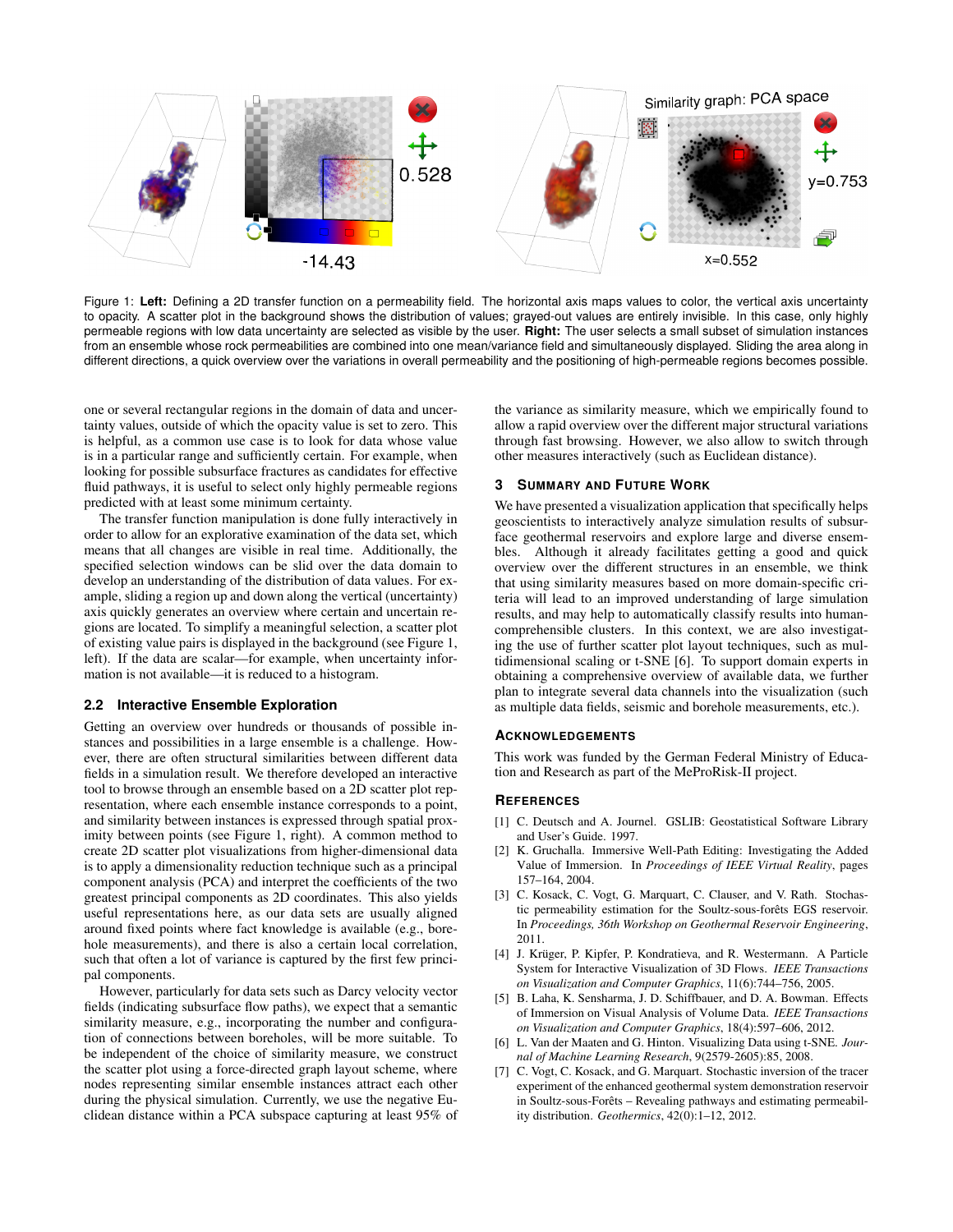-14.43

0.528

Similarity graph: PCA space

y=0.753

x=0.552

Figure 1: **Left:** Defining a 2D transfer function on a permeability field. The horizontal axis maps values to color, the vertical axis uncertainty to opacity. A scatter plot in the background shows the distribution of values; grayed-out values are entirely invisible. In this case, only highly permeable regions with low data uncertainty are selected as visible by the user. **Right:** The user selects a small subset of simulation instances from an ensemble whose rock permeabilities are combined into one mean/variance field and simultaneously displayed. Sliding the area along in different directions, a quick overview over the variations in overall permeability and the positioning of high-permeable regions becomes possible.

one or several rectangular regions in the domain of data and uncertainty values, outside of which the opacity value is set to zero. This is helpful, as a common use case is to look for data whose value is in a particular range and sufficiently certain. For example, when looking for possible subsurface fractures as candidates for effective fluid pathways, it is useful to select only highly permeable regions predicted with at least some minimum certainty.

The transfer function manipulation is done fully interactively in order to allow for an explorative examination of the data set, which means that all changes are visible in real time. Additionally, the specified selection windows can be slid over the data domain to develop an understanding of the distribution of data values. For example, sliding a region up and down along the vertical (uncertainty) axis quickly generates an overview where certain and uncertain regions are located. To simplify a meaningful selection, a scatter plot of existing value pairs is displayed in the background (see Figure 1, left). If the data are scalar—for example, when uncertainty information is not available—it is reduced to a histogram.

### 2.2 Interactive Ensemble Exploration

Getting an overview over hundreds or thousands of possible instances and possibilities in a large ensemble is a challenge. However, there are often structural similarities between different data fields in a simulation result. We therefore developed an interactive tool to browse through an ensemble based on a 2D scatter plot representation, where each ensemble instance corresponds to a point, and similarity between instances is expressed through spatial proximity between points (see Figure 1, right). A common method to create 2D scatter plot visualizations from higher-dimensional data is to apply a dimensionality reduction technique such as a principal component analysis (PCA) and interpret the coefficients of the two greatest principal components as 2D coordinates. This also yields useful representations here, as our data sets are usually aligned around fixed points where fact knowledge is available (e.g., borehole measurements), and there is also a certain local correlation, such that often a lot of variance is captured by the first few principal components.

However, particularly for data sets such as Darcy velocity vector fields (indicating subsurface flow paths), we expect that a semantic similarity measure, e.g., incorporating the number and configuration of connections between boreholes, will be more suitable. To be independent of the choice of similarity measure, we construct the scatter plot using a force-directed graph layout scheme, where nodes representing similar ensemble instances attract each other during the physical simulation. Currently, we use the negative Euclidean distance within a PCA subspace capturing at least 95% of the variance as similarity measure, which we empirically found to allow a rapid overview over the different major structural variations through fast browsing. However, we also allow to switch through other measures interactively (such as Euclidean distance).

## 3 Summary and Future Work

We have presented a visualization application that specifically helps geoscientists to interactively analyze simulation results of subsurface geothermal reservoirs and explore large and diverse ensembles. Although it already facilitates getting a good and quick overview over the different structures in an ensemble, we think that using similarity measures based on more domain-specific criteria will lead to an improved understanding of large simulation results, and may help to automatically classify results into human-comprehensible clusters. In this context, we are also investigating the use of further scatter plot layout techniques, such as multidimensional scaling or t-SNE [6]. To support domain experts in obtaining a comprehensive overview of available data, we further plan to integrate several data channels into the visualization (such as multiple data fields, seismic and borehole measurements, etc.).

## Acknowledgements

This work was funded by the German Federal Ministry of Education and Research as part of the MeProRisk-II project.

## References

[1] C. Deutsch and A. Journel. GSLIB: Geostatistical Software Library and User's Guide. 1997.

[2] K. Gruchalla. Immersive Well-Path Editing: Investigating the Added Value of Immersion. In *Proceedings of IEEE Virtual Reality*, pages 157–164, 2004.

[3] C. Kosack, C. Vogt, G. Marquart, C. Clauser, and V. Rath. Stochastic permeability estimation for the Soultz-sous-forêts EGS reservoir. In *Proceedings, 36th Workshop on Geothermal Reservoir Engineering*, 2011.

[4] J. Krüger, P. Kipfer, P. Kondratieva, and R. Westermann. A Particle System for Interactive Visualization of 3D Flows. *IEEE Transactions on Visualization and Computer Graphics*, 11(6):744–756, 2005.

[5] B. Laha, K. Sensharma, J. D. Schiffbauer, and D. A. Bowman. Effects of Immersion on Visual Analysis of Volume Data. *IEEE Transactions on Visualization and Computer Graphics*, 18(4):597–606, 2012.

[6] L. Van der Maaten and G. Hinton. Visualizing Data using t-SNE. *Journal of Machine Learning Research*, 9(2579-2605):85, 2008.

[7] C. Vogt, C. Kosack, and G. Marquart. Stochastic inversion of the tracer experiment of the enhanced geothermal system demonstration reservoir in Soultz-sous-Forêts – Revealing pathways and estimating permeability distribution. *Geothermics*, 42(0):1–12, 2012.